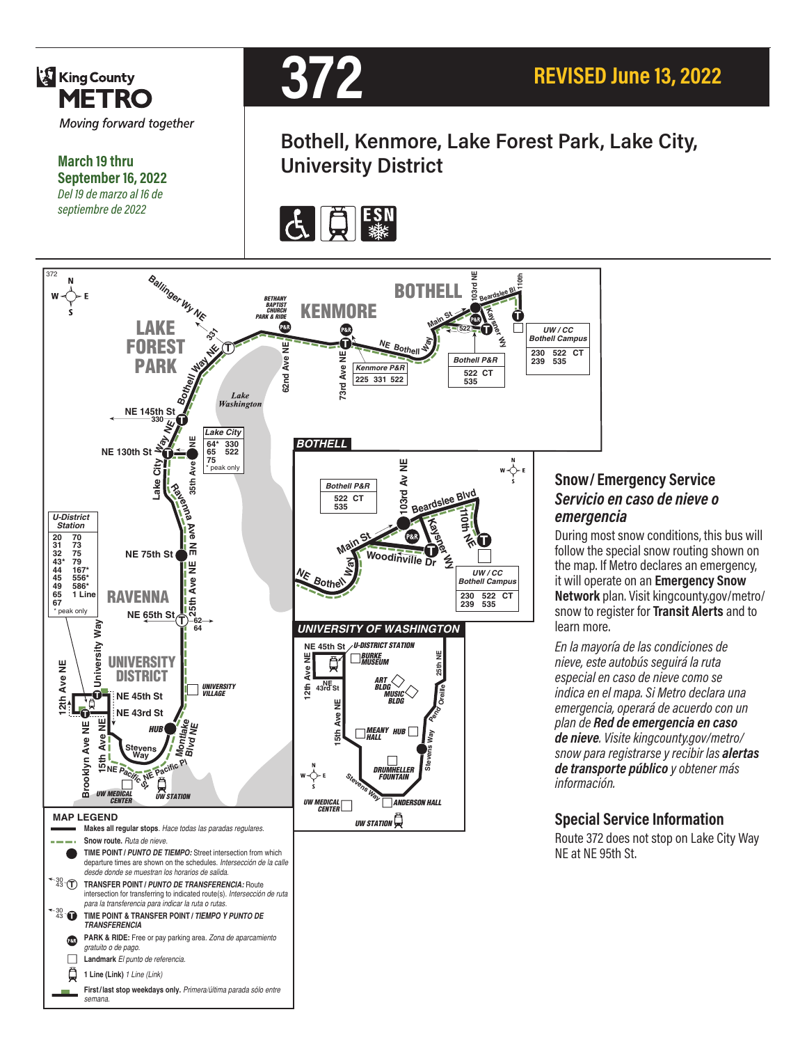# 372

**REVISED June 13, 2022**

King County METRO
*Moving forward together*

**March 19 thru September 16, 2022**
*Del 19 de marzo al 16 de septiembre de 2022*

## Bothell, Kenmore, Lake Forest Park, Lake City, University District

BOTHELL

KENMORE

LAKE FOREST PARK

RAVENNA

UNIVERSITY DISTRICT

Bethany Baptist Church Park & Ride

Kenmore P&R: 225 331 522

Bothell P&R: 522 CT 535

UW / CC Bothell Campus: 230 522 CT 239 535

Lake City: 64* 330 65 522 75 (* peak only)

U-District Station: 20 70 31 73 32 75 43* 79 44 167* 45 556* 49 586* 65 1 Line 67 (* peak only)

Ballinger Way NE, Bothell Way NE, NE 145th St, NE 130th St, Lake City Way NE, 35th Ave NE, Ravenna Ave NE, NE 75th St, 25th Ave NE, NE 65th St, University Way, NE 45th St, NE 43rd St, 12th Ave NE, Brooklyn Ave NE, 15th Ave NE, Stevens Way, NE Pacific St, NE Pacific Pl, Montlake Blvd NE, 62nd Ave NE, 73rd Ave NE, NE Bothell Way, Main St, 103rd NE, Beardslee Bl, 110th, Kaysner Wy, Lake Washington, University Village, HUB, UW Medical Center, UW Station

### BOTHELL

Bothell P&R: 522 CT 535

UW / CC Bothell Campus: 230 522 CT 239 535

NE Bothell Way, Main St, 103rd Av NE, Beardslee Blvd, Woodinville Dr, Kaysner Wy, 110th NE

### UNIVERSITY OF WASHINGTON

NE 45th St, U-District Station, Burke Museum, 12th Ave NE, NE 43rd St, Art Bldg, Music Bldg, 25th NE, Pend Oreille, 15th Ave NE, Meany Hall, HUB, Stevens Way, Drumheller Fountain, Anderson Hall, UW Medical Center, UW Station

### MAP LEGEND

- **Makes all regular stops.** *Hace todas las paradas regulares.*
- **Snow route.** *Ruta de nieve.*
- **TIME POINT / *PUNTO DE TIEMPO:*** Street intersection from which departure times are shown on the schedules. *Intersección de la calle desde donde se muestran los horarios de salida.*
- **TRANSFER POINT / *PUNTO DE TRANSFERENCIA:*** Route intersection for transferring to indicated route(s). *Intersección de ruta para la transferencia para indicar la ruta o rutas.*
- **TIME POINT & TRANSFER POINT / *TIEMPO Y PUNTO DE TRANSFERENCIA***
- **PARK & RIDE:** Free or pay parking area. *Zona de aparcamiento gratuito o de pago.*
- **Landmark** *El punto de referencia.*
- **1 Line (Link)** *1 Line (Link)*
- **First/last stop weekdays only.** *Primera/última parada sólo entre semana.*

## Snow/ Emergency Service
## *Servicio en caso de nieve o emergencia*

During most snow conditions, this bus will follow the special snow routing shown on the map. If Metro declares an emergency, it will operate on an **Emergency Snow Network** plan. Visit kingcounty.gov/metro/snow to register for **Transit Alerts** and to learn more.

*En la mayoría de las condiciones de nieve, este autobús seguirá la ruta especial en caso de nieve como se indica en el mapa. Si Metro declara una emergencia, operará de acuerdo con un plan de **Red de emergencia en caso de nieve**. Visite kingcounty.gov/metro/snow para registrarse y recibir las **alertas de transporte público** y obtener más información.*

## Special Service Information

Route 372 does not stop on Lake City Way NE at NE 95th St.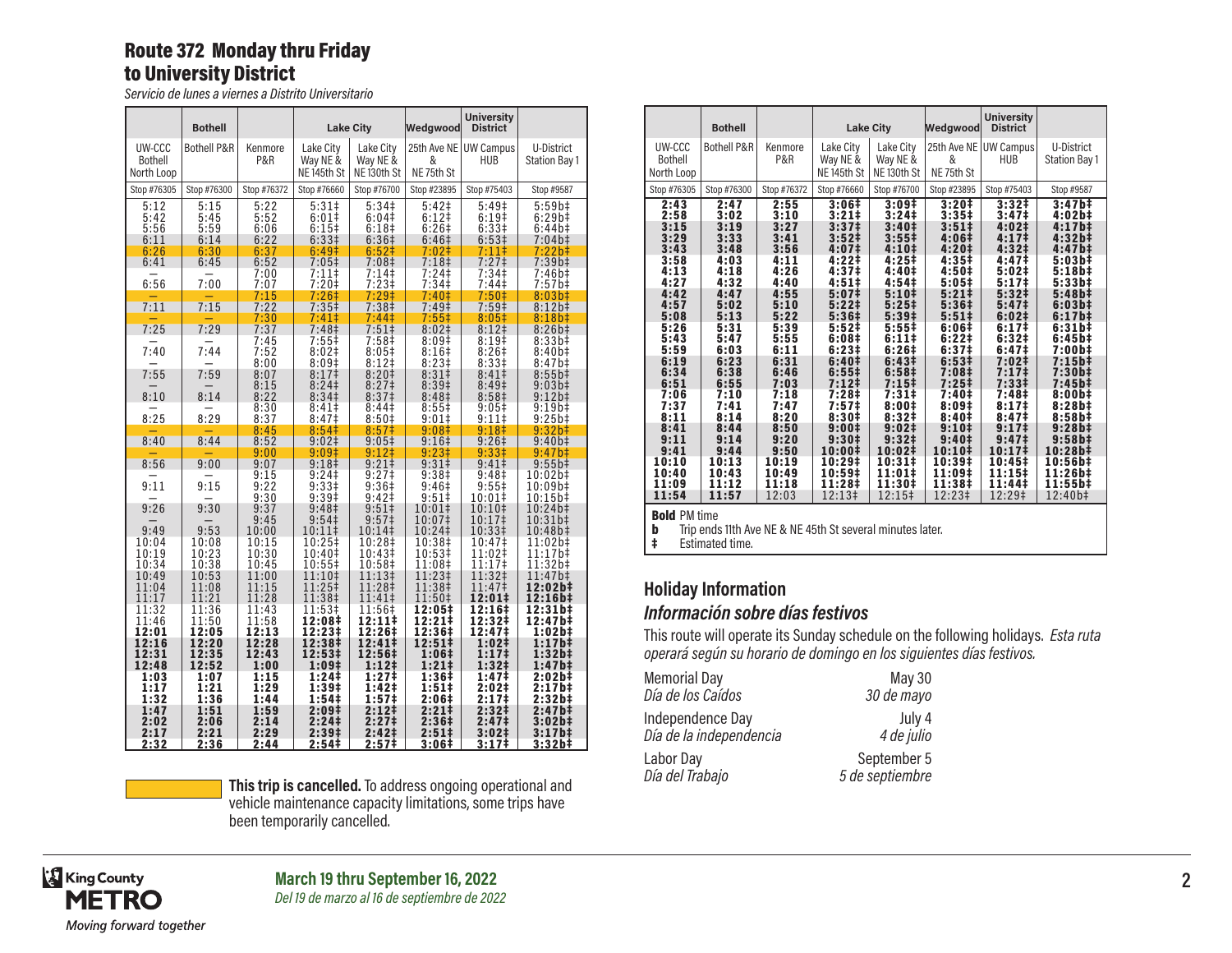## Route 372 Monday thru Friday to University District

*Servicio de lunes a viernes a Distrito Universitario*

| | Bothell | | Lake City | | Wedgwood | University District | |
|---|---|---|---|---|---|---|---|
| UW-CCC Bothell North Loop | Bothell P&R | Kenmore P&R | Lake City Way NE & NE 145th St | Lake City Way NE & NE 130th St | 25th Ave NE & NE 75th St | UW Campus HUB | U-District Station Bay 1 |
| Stop #76305 | Stop #76300 | Stop #76372 | Stop #76660 | Stop #76700 | Stop #23895 | Stop #75403 | Stop #9587 |
| 5:12 | 5:15 | 5:22 | 5:31‡ | 5:34‡ | 5:42‡ | 5:49‡ | 5:59b‡ |
| 5:42 | 5:45 | 5:52 | 6:01‡ | 6:04‡ | 6:12‡ | 6:19‡ | 6:29b‡ |
| 5:56 | 5:59 | 6:06 | 6:15‡ | 6:18‡ | 6:26‡ | 6:33‡ | 6:44b‡ |
| 6:11 | 6:14 | 6:22 | 6:33‡ | 6:36‡ | 6:46‡ | 6:53‡ | 7:04b‡ |
| 6:26 | 6:30 | 6:37 | 6:49‡ | 6:52‡ | 7:02‡ | 7:11‡ | 7:22b‡ |
| 6:41 | 6:45 | 6:52 | 7:05‡ | 7:08‡ | 7:18‡ | 7:27‡ | 7:39b‡ |
| — | — | 7:00 | 7:11‡ | 7:14‡ | 7:24‡ | 7:34‡ | 7:46b‡ |
| 6:56 | 7:00 | 7:07 | 7:20‡ | 7:23‡ | 7:34‡ | 7:44‡ | 7:57b‡ |
| — | — | 7:15 | 7:26‡ | 7:29‡ | 7:40‡ | 7:50‡ | 8:03b‡ |
| 7:11 | 7:15 | 7:22 | 7:35‡ | 7:38‡ | 7:49‡ | 7:59‡ | 8:12b‡ |
| — | — | 7:30 | 7:41‡ | 7:44‡ | 7:55‡ | 8:05‡ | 8:18b‡ |
| 7:25 | 7:29 | 7:37 | 7:48‡ | 7:51‡ | 8:02‡ | 8:12‡ | 8:26b‡ |
| — | — | 7:45 | 7:55‡ | 7:58‡ | 8:09‡ | 8:19‡ | 8:33b‡ |
| 7:40 | 7:44 | 7:52 | 8:02‡ | 8:05‡ | 8:16‡ | 8:26‡ | 8:40b‡ |
| — | — | 8:00 | 8:09‡ | 8:12‡ | 8:23‡ | 8:33‡ | 8:47b‡ |
| 7:55 | 7:59 | 8:07 | 8:17‡ | 8:20‡ | 8:31‡ | 8:41‡ | 8:55b‡ |
| — | — | 8:15 | 8:24‡ | 8:27‡ | 8:39‡ | 8:49‡ | 9:03b‡ |
| 8:10 | 8:14 | 8:22 | 8:34‡ | 8:37‡ | 8:48‡ | 8:58‡ | 9:12b‡ |
| — | — | 8:30 | 8:41‡ | 8:44‡ | 8:55‡ | 9:05‡ | 9:19b‡ |
| 8:25 | 8:29 | 8:37 | 8:47‡ | 8:50‡ | 9:01‡ | 9:11‡ | 9:25b‡ |
| — | — | 8:45 | 8:54‡ | 8:57‡ | 9:08‡ | 9:18‡ | 9:32b‡ |
| 8:40 | 8:44 | 8:52 | 9:02‡ | 9:05‡ | 9:16‡ | 9:26‡ | 9:40b‡ |
| — | — | 9:00 | 9:09‡ | 9:12‡ | 9:23‡ | 9:33‡ | 9:47b‡ |
| 8:56 | 9:00 | 9:07 | 9:18‡ | 9:21‡ | 9:31‡ | 9:41‡ | 9:55b‡ |
| — | — | 9:15 | 9:24‡ | 9:27‡ | 9:38‡ | 9:48‡ | 10:02b‡ |
| 9:11 | 9:15 | 9:22 | 9:33‡ | 9:36‡ | 9:46‡ | 9:55‡ | 10:09b‡ |
| — | — | 9:30 | 9:39‡ | 9:42‡ | 9:51‡ | 10:01‡ | 10:15b‡ |
| 9:26 | 9:30 | 9:37 | 9:48‡ | 9:51‡ | 10:01‡ | 10:10‡ | 10:24b‡ |
| — | — | 9:45 | 9:54‡ | 9:57‡ | 10:07‡ | 10:17‡ | 10:31b‡ |
| 9:49 | 9:53 | 10:00 | 10:11‡ | 10:14‡ | 10:24‡ | 10:33‡ | 10:48b‡ |
| 10:04 | 10:08 | 10:15 | 10:25‡ | 10:28‡ | 10:38‡ | 10:47‡ | 11:02b‡ |
| 10:19 | 10:23 | 10:30 | 10:40‡ | 10:43‡ | 10:53‡ | 11:02‡ | 11:17b‡ |
| 10:34 | 10:38 | 10:45 | 10:55‡ | 10:58‡ | 11:08‡ | 11:17‡ | 11:32b‡ |
| 10:49 | 10:53 | 11:00 | 11:10‡ | 11:13‡ | 11:23‡ | 11:32‡ | 11:47b‡ |
| 11:04 | 11:08 | 11:15 | 11:25‡ | 11:28‡ | 11:38‡ | 11:47‡ | **12:02b‡** |
| 11:17 | 11:21 | 11:28 | 11:38‡ | 11:41‡ | 11:50‡ | **12:01‡** | **12:16b‡** |
| 11:32 | 11:36 | 11:43 | 11:53‡ | 11:56‡ | **12:05‡** | **12:16‡** | **12:31b‡** |
| 11:46 | 11:50 | 11:58 | **12:08‡** | **12:11‡** | **12:21‡** | **12:32‡** | **12:47b‡** |
| **12:01** | **12:05** | **12:13** | **12:23‡** | **12:26‡** | **12:36‡** | **12:47‡** | **1:02b‡** |
| **12:16** | **12:20** | **12:28** | **12:38‡** | **12:41‡** | **12:51‡** | **1:02‡** | **1:17b‡** |
| **12:31** | **12:35** | **12:43** | **12:53‡** | **12:56‡** | **1:06‡** | **1:17‡** | **1:32b‡** |
| **12:48** | **12:52** | **1:00** | **1:09‡** | **1:12‡** | **1:21‡** | **1:32‡** | **1:47b‡** |
| **1:03** | **1:07** | **1:15** | **1:24‡** | **1:27‡** | **1:36‡** | **1:47‡** | **2:02b‡** |
| **1:17** | **1:21** | **1:29** | **1:39‡** | **1:42‡** | **1:51‡** | **2:02‡** | **2:17b‡** |
| **1:32** | **1:36** | **1:44** | **1:54‡** | **1:57‡** | **2:06‡** | **2:17‡** | **2:32b‡** |
| **1:47** | **1:51** | **1:59** | **2:09‡** | **2:12‡** | **2:21‡** | **2:32‡** | **2:47b‡** |
| **2:02** | **2:06** | **2:14** | **2:24‡** | **2:27‡** | **2:36‡** | **2:47‡** | **3:02b‡** |
| **2:17** | **2:21** | **2:29** | **2:39‡** | **2:42‡** | **2:51‡** | **3:02‡** | **3:17b‡** |
| **2:32** | **2:36** | **2:44** | **2:54‡** | **2:57‡** | **3:06‡** | **3:17‡** | **3:32b‡** |
| **2:43** | **2:47** | **2:55** | **3:06‡** | **3:09‡** | **3:20‡** | **3:32‡** | **3:47b‡** |
| **2:58** | **3:02** | **3:10** | **3:21‡** | **3:24‡** | **3:35‡** | **3:47‡** | **4:02b‡** |
| **3:15** | **3:19** | **3:27** | **3:37‡** | **3:40‡** | **3:51‡** | **4:02‡** | **4:17b‡** |
| **3:29** | **3:33** | **3:41** | **3:52‡** | **3:55‡** | **4:06‡** | **4:17‡** | **4:32b‡** |
| **3:43** | **3:48** | **3:56** | **4:07‡** | **4:10‡** | **4:20‡** | **4:32‡** | **4:47b‡** |
| **3:58** | **4:03** | **4:11** | **4:22‡** | **4:25‡** | **4:35‡** | **4:47‡** | **5:03b‡** |
| **4:13** | **4:18** | **4:26** | **4:37‡** | **4:40‡** | **4:50‡** | **5:02‡** | **5:18b‡** |
| **4:27** | **4:32** | **4:40** | **4:51‡** | **4:54‡** | **5:05‡** | **5:17‡** | **5:33b‡** |
| **4:42** | **4:47** | **4:55** | **5:07‡** | **5:10‡** | **5:21‡** | **5:32‡** | **5:48b‡** |
| **4:57** | **5:02** | **5:10** | **5:22‡** | **5:25‡** | **5:36‡** | **5:47‡** | **6:03b‡** |
| **5:08** | **5:13** | **5:22** | **5:36‡** | **5:39‡** | **5:51‡** | **6:02‡** | **6:17b‡** |
| **5:26** | **5:31** | **5:39** | **5:52‡** | **5:55‡** | **6:06‡** | **6:17‡** | **6:31b‡** |
| **5:43** | **5:47** | **5:55** | **6:08‡** | **6:11‡** | **6:22‡** | **6:32‡** | **6:45b‡** |
| **5:59** | **6:03** | **6:11** | **6:23‡** | **6:26‡** | **6:37‡** | **6:47‡** | **7:00b‡** |
| **6:19** | **6:23** | **6:31** | **6:40‡** | **6:43‡** | **6:53‡** | **7:02‡** | **7:15b‡** |
| **6:34** | **6:38** | **6:46** | **6:55‡** | **6:58‡** | **7:08‡** | **7:17‡** | **7:30b‡** |
| **6:51** | **6:55** | **7:03** | **7:12‡** | **7:15‡** | **7:25‡** | **7:33‡** | **7:45b‡** |
| **7:06** | **7:10** | **7:18** | **7:28‡** | **7:31‡** | **7:40‡** | **7:48‡** | **8:00b‡** |
| **7:37** | **7:41** | **7:47** | **7:57‡** | **8:00‡** | **8:09‡** | **8:17‡** | **8:28b‡** |
| **8:11** | **8:14** | **8:20** | **8:30‡** | **8:32‡** | **8:40‡** | **8:47‡** | **8:58b‡** |
| **8:41** | **8:44** | **8:50** | **9:00‡** | **9:02‡** | **9:10‡** | **9:17‡** | **9:28b‡** |
| **9:11** | **9:14** | **9:20** | **9:30‡** | **9:32‡** | **9:40‡** | **9:47‡** | **9:58b‡** |
| **9:41** | **9:44** | **9:50** | **10:00‡** | **10:02‡** | **10:10‡** | **10:17‡** | **10:28b‡** |
| **10:10** | **10:13** | **10:19** | **10:29‡** | **10:31‡** | **10:39‡** | **10:45‡** | **10:56b‡** |
| **10:40** | **10:43** | **10:49** | **10:59‡** | **11:01‡** | **11:09‡** | **11:15‡** | **11:26b‡** |
| **11:09** | **11:12** | **11:18** | **11:28‡** | **11:30‡** | **11:38‡** | **11:44‡** | **11:55b‡** |
| **11:54** | **11:57** | 12:03 | 12:13‡ | 12:15‡ | 12:23‡ | 12:29‡ | 12:40b‡ |

**Bold** PM time

**b** Trip ends 11th Ave NE & NE 45th St several minutes later.

**‡** Estimated time.

**This trip is cancelled.** To address ongoing operational and vehicle maintenance capacity limitations, some trips have been temporarily cancelled.

(Cancelled trips, highlighted in the original: 6:26 from UW-CCC Bothell; 7:15, 7:30, 8:45 and 9:00 from Kenmore P&R.)

## Holiday Information

### *Información sobre días festivos*

This route will operate its Sunday schedule on the following holidays. *Esta ruta operará según su horario de domingo en los siguientes días festivos.*

| | |
|---|---|
| Memorial Day | May 30 |
| *Día de los Caídos* | *30 de mayo* |
| Independence Day | July 4 |
| *Día de la independencia* | *4 de julio* |
| Labor Day | September 5 |
| *Día del Trabajo* | *5 de septiembre* |

King County METRO
*Moving forward together*

**March 19 thru September 16, 2022**
*Del 19 de marzo al 16 de septiembre de 2022*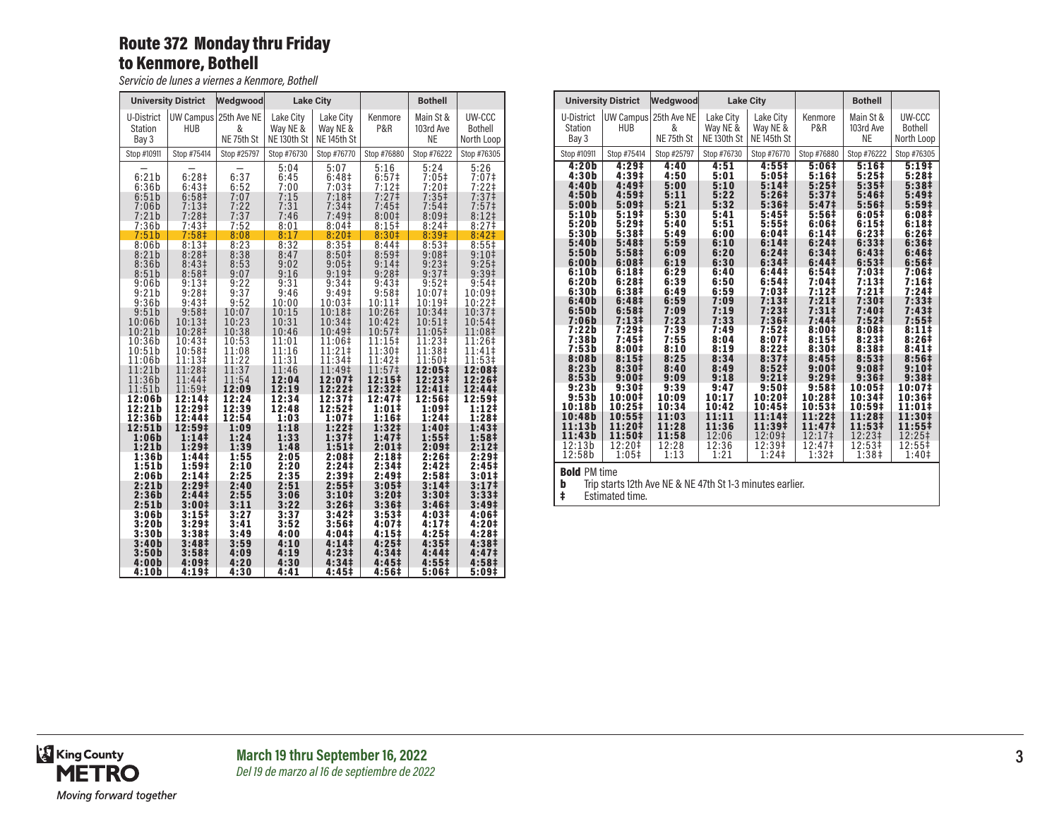# Route 372 Monday thru Friday to Kenmore, Bothell

*Servicio de lunes a viernes a Kenmore, Bothell*

| University District | | Wedgwood | Lake City | | | Bothell | |
|---|---|---|---|---|---|---|---|
| U-District Station Bay 3 | UW Campus HUB | 25th Ave NE & NE 75th St | Lake City Way NE & NE 130th St | Lake City Way NE & NE 145th St | Kenmore P&R | Main St & 103rd Ave NE | UW-CCC Bothell North Loop |
| Stop #10911 | Stop #75414 | Stop #25797 | Stop #76730 | Stop #76770 | Stop #76880 | Stop #76222 | Stop #76305 |
| — | — | — | 5:04 | 5:07 | 5:16 | 5:24 | 5:26 |
| 6:21b | 6:28‡ | 6:37 | 6:45 | 6:48‡ | 6:57‡ | 7:05‡ | 7:07‡ |
| 6:36b | 6:43‡ | 6:52 | 7:00 | 7:03‡ | 7:12‡ | 7:20‡ | 7:22‡ |
| 6:51b | 6:58‡ | 7:07 | 7:15 | 7:18‡ | 7:27‡ | 7:35‡ | 7:37‡ |
| 7:06b | 7:13‡ | 7:22 | 7:31 | 7:34‡ | 7:45‡ | 7:54‡ | 7:57‡ |
| 7:21b | 7:28‡ | 7:37 | 7:46 | 7:49‡ | 8:00‡ | 8:09‡ | 8:12‡ |
| 7:36b | 7:43‡ | 7:52 | 8:01 | 8:04‡ | 8:15‡ | 8:24‡ | 8:27‡ |
| 7:51b | 7:58‡ | 8:08 | 8:17 | 8:20‡ | 8:30‡ | 8:39‡ | 8:42‡ |
| 8:06b | 8:13‡ | 8:23 | 8:32 | 8:35‡ | 8:44‡ | 8:53‡ | 8:55‡ |
| 8:21b | 8:28‡ | 8:38 | 8:47 | 8:50‡ | 8:59‡ | 9:08‡ | 9:10‡ |
| 8:36b | 8:43‡ | 8:53 | 9:02 | 9:05‡ | 9:14‡ | 9:23‡ | 9:25‡ |
| 8:51b | 8:58‡ | 9:07 | 9:16 | 9:19‡ | 9:28‡ | 9:37‡ | 9:39‡ |
| 9:06b | 9:13‡ | 9:22 | 9:31 | 9:34‡ | 9:43‡ | 9:52‡ | 9:54‡ |
| 9:21b | 9:28‡ | 9:37 | 9:46 | 9:49‡ | 9:58‡ | 10:07‡ | 10:09‡ |
| 9:36b | 9:43‡ | 9:52 | 10:00 | 10:03‡ | 10:11‡ | 10:19‡ | 10:22‡ |
| 9:51b | 9:58‡ | 10:07 | 10:15 | 10:18‡ | 10:26‡ | 10:34‡ | 10:37‡ |
| 10:06b | 10:13‡ | 10:23 | 10:31 | 10:34‡ | 10:42‡ | 10:51‡ | 10:54‡ |
| 10:21b | 10:28‡ | 10:38 | 10:46 | 10:49‡ | 10:57‡ | 11:05‡ | 11:08‡ |
| 10:36b | 10:43‡ | 10:53 | 11:01 | 11:06‡ | 11:15‡ | 11:23‡ | 11:26‡ |
| 10:51b | 10:58‡ | 11:08 | 11:16 | 11:21‡ | 11:30‡ | 11:38‡ | 11:41‡ |
| 11:06b | 11:13‡ | 11:22 | 11:31 | 11:34‡ | 11:42‡ | 11:50‡ | 11:53‡ |
| 11:21b | 11:28‡ | 11:37 | 11:46 | 11:49‡ | 11:57‡ | **12:05‡** | **12:08‡** |
| 11:36b | 11:44‡ | 11:54 | **12:04** | **12:07‡** | **12:15‡** | **12:23‡** | **12:26‡** |
| 11:51b | 11:59‡ | **12:09** | **12:19** | **12:22‡** | **12:32‡** | **12:41‡** | **12:44‡** |
| **12:06b** | **12:14‡** | **12:24** | **12:34** | **12:37‡** | **12:47‡** | **12:56‡** | **12:59‡** |
| **12:21b** | **12:29‡** | **12:39** | **12:48** | **12:52‡** | **1:01‡** | **1:09‡** | **1:12‡** |
| **12:36b** | **12:44‡** | **12:54** | **1:03** | **1:07‡** | **1:16‡** | **1:24‡** | **1:28‡** |
| **12:51b** | **12:59‡** | **1:09** | **1:18** | **1:22‡** | **1:32‡** | **1:40‡** | **1:43‡** |
| **1:06b** | **1:14‡** | **1:24** | **1:33** | **1:37‡** | **1:47‡** | **1:55‡** | **1:58‡** |
| **1:21b** | **1:29‡** | **1:39** | **1:48** | **1:51‡** | **2:01‡** | **2:09‡** | **2:12‡** |
| **1:36b** | **1:44‡** | **1:55** | **2:05** | **2:08‡** | **2:18‡** | **2:26‡** | **2:29‡** |
| **1:51b** | **1:59‡** | **2:10** | **2:20** | **2:24‡** | **2:34‡** | **2:42‡** | **2:45‡** |
| **2:06b** | **2:14‡** | **2:25** | **2:35** | **2:39‡** | **2:49‡** | **2:58‡** | **3:01‡** |
| **2:21b** | **2:29‡** | **2:40** | **2:51** | **2:55‡** | **3:05‡** | **3:14‡** | **3:17‡** |
| **2:36b** | **2:44‡** | **2:55** | **3:06** | **3:10‡** | **3:20‡** | **3:30‡** | **3:33‡** |
| **2:51b** | **3:00‡** | **3:11** | **3:22** | **3:26‡** | **3:36‡** | **3:46‡** | **3:49‡** |
| **3:06b** | **3:15‡** | **3:27** | **3:37** | **3:42‡** | **3:53‡** | **4:03‡** | **4:06‡** |
| **3:20b** | **3:29‡** | **3:41** | **3:52** | **3:56‡** | **4:07‡** | **4:17‡** | **4:20‡** |
| **3:30b** | **3:38‡** | **3:49** | **4:00** | **4:04‡** | **4:15‡** | **4:25‡** | **4:28‡** |
| **3:40b** | **3:48‡** | **3:59** | **4:10** | **4:14‡** | **4:25‡** | **4:35‡** | **4:38‡** |
| **3:50b** | **3:58‡** | **4:09** | **4:19** | **4:23‡** | **4:34‡** | **4:44‡** | **4:47‡** |
| **4:00b** | **4:09‡** | **4:20** | **4:30** | **4:34‡** | **4:45‡** | **4:55‡** | **4:58‡** |
| **4:10b** | **4:19‡** | **4:30** | **4:41** | **4:45‡** | **4:56‡** | **5:06‡** | **5:09‡** |
| **4:20b** | **4:29‡** | **4:40** | **4:51** | **4:55‡** | **5:06‡** | **5:16‡** | **5:19‡** |
| **4:30b** | **4:39‡** | **4:50** | **5:01** | **5:05‡** | **5:16‡** | **5:25‡** | **5:28‡** |
| **4:40b** | **4:49‡** | **5:00** | **5:10** | **5:14‡** | **5:25‡** | **5:35‡** | **5:38‡** |
| **4:50b** | **4:59‡** | **5:11** | **5:22** | **5:26‡** | **5:37‡** | **5:46‡** | **5:49‡** |
| **5:00b** | **5:09‡** | **5:21** | **5:32** | **5:36‡** | **5:47‡** | **5:56‡** | **5:59‡** |
| **5:10b** | **5:19‡** | **5:30** | **5:41** | **5:45‡** | **5:56‡** | **6:05‡** | **6:08‡** |
| **5:20b** | **5:29‡** | **5:40** | **5:51** | **5:55‡** | **6:06‡** | **6:15‡** | **6:18‡** |
| **5:30b** | **5:38‡** | **5:49** | **6:00** | **6:04‡** | **6:14‡** | **6:23‡** | **6:26‡** |
| **5:40b** | **5:48‡** | **5:59** | **6:10** | **6:14‡** | **6:24‡** | **6:33‡** | **6:36‡** |
| **5:50b** | **5:58‡** | **6:09** | **6:20** | **6:24‡** | **6:34‡** | **6:43‡** | **6:46‡** |
| **6:00b** | **6:08‡** | **6:19** | **6:30** | **6:34‡** | **6:44‡** | **6:53‡** | **6:56‡** |
| **6:10b** | **6:18‡** | **6:29** | **6:40** | **6:44‡** | **6:54‡** | **7:03‡** | **7:06‡** |
| **6:20b** | **6:28‡** | **6:39** | **6:50** | **6:54‡** | **7:04‡** | **7:13‡** | **7:16‡** |
| **6:30b** | **6:38‡** | **6:49** | **6:59** | **7:03‡** | **7:12‡** | **7:21‡** | **7:24‡** |
| **6:40b** | **6:48‡** | **6:59** | **7:09** | **7:13‡** | **7:21‡** | **7:30‡** | **7:33‡** |
| **6:50b** | **6:58‡** | **7:09** | **7:19** | **7:23‡** | **7:31‡** | **7:40‡** | **7:43‡** |
| **7:06b** | **7:13‡** | **7:23** | **7:33** | **7:36‡** | **7:44‡** | **7:52‡** | **7:55‡** |
| **7:22b** | **7:29‡** | **7:39** | **7:49** | **7:52‡** | **8:00‡** | **8:08‡** | **8:11‡** |
| **7:38b** | **7:45‡** | **7:55** | **8:04** | **8:07‡** | **8:15‡** | **8:23‡** | **8:26‡** |
| **7:53b** | **8:00‡** | **8:10** | **8:19** | **8:22‡** | **8:30‡** | **8:38‡** | **8:41‡** |
| **8:08b** | **8:15‡** | **8:25** | **8:34** | **8:37‡** | **8:45‡** | **8:53‡** | **8:56‡** |
| **8:23b** | **8:30‡** | **8:40** | **8:49** | **8:52‡** | **9:00‡** | **9:08‡** | **9:10‡** |
| **8:53b** | **9:00‡** | **9:09** | **9:18** | **9:21‡** | **9:29‡** | **9:36‡** | **9:38‡** |
| **9:23b** | **9:30‡** | **9:39** | **9:47** | **9:50‡** | **9:58‡** | **10:05‡** | **10:07‡** |
| **9:53b** | **10:00‡** | **10:09** | **10:17** | **10:20‡** | **10:28‡** | **10:34‡** | **10:36‡** |
| **10:18b** | **10:25‡** | **10:34** | **10:42** | **10:45‡** | **10:53‡** | **10:59‡** | **11:01‡** |
| **10:48b** | **10:55‡** | **11:03** | **11:11** | **11:14‡** | **11:22‡** | **11:28‡** | **11:30‡** |
| **11:13b** | **11:20‡** | **11:28** | **11:36** | **11:39‡** | **11:47‡** | **11:53‡** | **11:55‡** |
| **11:43b** | **11:50‡** | **11:58** | 12:06 | 12:09‡ | 12:17‡ | 12:23‡ | 12:25‡ |
| 12:13b | 12:20‡ | 12:28 | 12:36 | 12:39‡ | 12:47‡ | 12:53‡ | 12:55‡ |
| 12:58b | 1:05‡ | 1:13 | 1:21 | 1:24‡ | 1:32‡ | 1:38‡ | 1:40‡ |

**Bold** PM time

**b** Trip starts 12th Ave NE & NE 47th St 1-3 minutes earlier.

**‡** Estimated time.

**March 19 thru September 16, 2022**

*Del 19 de marzo al 16 de septiembre de 2022*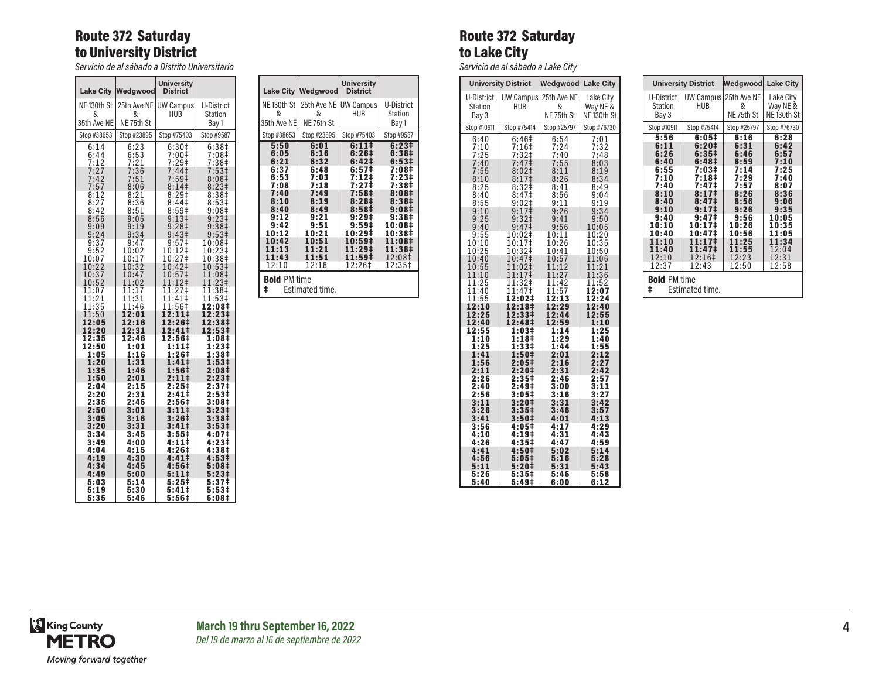## Route 372 Saturday to University District

*Servicio de al sábado a Distrito Universitario*

| Lake City | Wedgwood | University District | |
|---|---|---|---|
| NE 130th St & 35th Ave NE | 25th Ave NE & NE 75th St | UW Campus HUB | U-District Station Bay 1 |
| Stop #38653 | Stop #23895 | Stop #75403 | Stop #9587 |
| 6:14 | 6:23 | 6:30‡ | 6:38‡ |
| 6:44 | 6:53 | 7:00‡ | 7:08‡ |
| 7:12 | 7:21 | 7:29‡ | 7:38‡ |
| 7:27 | 7:36 | 7:44‡ | 7:53‡ |
| 7:42 | 7:51 | 7:59‡ | 8:08‡ |
| 7:57 | 8:06 | 8:14‡ | 8:23‡ |
| 8:12 | 8:21 | 8:29‡ | 8:38‡ |
| 8:27 | 8:36 | 8:44‡ | 8:53‡ |
| 8:42 | 8:51 | 8:59‡ | 9:08‡ |
| 8:56 | 9:05 | 9:13‡ | 9:23‡ |
| 9:09 | 9:19 | 9:28‡ | 9:38‡ |
| 9:24 | 9:34 | 9:43‡ | 9:53‡ |
| 9:37 | 9:47 | 9:57‡ | 10:08‡ |
| 9:52 | 10:02 | 10:12‡ | 10:23‡ |
| 10:07 | 10:17 | 10:27‡ | 10:38‡ |
| 10:22 | 10:32 | 10:42‡ | 10:53‡ |
| 10:37 | 10:47 | 10:57‡ | 11:08‡ |
| 10:52 | 11:02 | 11:12‡ | 11:23‡ |
| 11:07 | 11:17 | 11:27‡ | 11:38‡ |
| 11:21 | 11:31 | 11:41‡ | 11:53‡ |
| 11:35 | 11:46 | 11:56‡ | **12:08‡** |
| 11:50 | **12:01** | **12:11‡** | **12:23‡** |
| **12:05** | **12:16** | **12:26‡** | **12:38‡** |
| **12:20** | **12:31** | **12:41‡** | **12:53‡** |
| **12:35** | **12:46** | **12:56‡** | **1:08‡** |
| **12:50** | **1:01** | **1:11‡** | **1:23‡** |
| **1:05** | **1:16** | **1:26‡** | **1:38‡** |
| **1:20** | **1:31** | **1:41‡** | **1:53‡** |
| **1:35** | **1:46** | **1:56‡** | **2:08‡** |
| **1:50** | **2:01** | **2:11‡** | **2:23‡** |
| **2:04** | **2:15** | **2:25‡** | **2:37‡** |
| **2:20** | **2:31** | **2:41‡** | **2:53‡** |
| **2:35** | **2:46** | **2:56‡** | **3:08‡** |
| **2:50** | **3:01** | **3:11‡** | **3:23‡** |
| **3:05** | **3:16** | **3:26‡** | **3:38‡** |
| **3:20** | **3:31** | **3:41‡** | **3:53‡** |
| **3:34** | **3:45** | **3:55‡** | **4:07‡** |
| **3:49** | **4:00** | **4:11‡** | **4:23‡** |
| **4:04** | **4:15** | **4:26‡** | **4:38‡** |
| **4:19** | **4:30** | **4:41‡** | **4:53‡** |
| **4:34** | **4:45** | **4:56‡** | **5:08‡** |
| **4:49** | **5:00** | **5:11‡** | **5:23‡** |
| **5:03** | **5:14** | **5:25‡** | **5:37‡** |
| **5:19** | **5:30** | **5:41‡** | **5:53‡** |
| **5:35** | **5:46** | **5:56‡** | **6:08‡** |
| **5:50** | **6:01** | **6:11‡** | **6:23‡** |
| **6:05** | **6:16** | **6:26‡** | **6:38‡** |
| **6:21** | **6:32** | **6:42‡** | **6:53‡** |
| **6:37** | **6:48** | **6:57‡** | **7:08‡** |
| **6:53** | **7:03** | **7:12‡** | **7:23‡** |
| **7:08** | **7:18** | **7:27‡** | **7:38‡** |
| **7:40** | **7:49** | **7:58‡** | **8:08‡** |
| **8:10** | **8:19** | **8:28‡** | **8:38‡** |
| **8:40** | **8:49** | **8:58‡** | **9:08‡** |
| **9:12** | **9:21** | **9:29‡** | **9:38‡** |
| **9:42** | **9:51** | **9:59‡** | **10:08‡** |
| **10:12** | **10:21** | **10:29‡** | **10:38‡** |
| **10:42** | **10:51** | **10:59‡** | **11:08‡** |
| **11:13** | **11:21** | **11:29‡** | **11:38‡** |
| **11:43** | **11:51** | **11:59‡** | 12:08‡ |
| 12:10 | 12:18 | 12:26‡ | 12:35‡ |

**Bold** PM time
‡ Estimated time.

## Route 372 Saturday to Lake City

*Servicio de al sábado a Lake City*

| University District | | Wedgwood | Lake City |
|---|---|---|---|
| U-District Station Bay 3 | UW Campus HUB | 25th Ave NE & NE 75th St | Lake City Way NE & NE 130th St |
| Stop #10911 | Stop #75414 | Stop #25797 | Stop #76730 |
| 6:40 | 6:46‡ | 6:54 | 7:01 |
| 7:10 | 7:16‡ | 7:24 | 7:32 |
| 7:25 | 7:32‡ | 7:40 | 7:48 |
| 7:40 | 7:47‡ | 7:55 | 8:03 |
| 7:55 | 8:02‡ | 8:11 | 8:19 |
| 8:10 | 8:17‡ | 8:26 | 8:34 |
| 8:25 | 8:32‡ | 8:41 | 8:49 |
| 8:40 | 8:47‡ | 8:56 | 9:04 |
| 8:55 | 9:02‡ | 9:11 | 9:19 |
| 9:10 | 9:17‡ | 9:26 | 9:34 |
| 9:25 | 9:32‡ | 9:41 | 9:50 |
| 9:40 | 9:47‡ | 9:56 | 10:05 |
| 9:55 | 10:02‡ | 10:11 | 10:20 |
| 10:10 | 10:17‡ | 10:26 | 10:35 |
| 10:25 | 10:32‡ | 10:41 | 10:50 |
| 10:40 | 10:47‡ | 10:57 | 11:06 |
| 10:55 | 11:02‡ | 11:12 | 11:21 |
| 11:10 | 11:17‡ | 11:27 | 11:36 |
| 11:25 | 11:32‡ | 11:42 | 11:52 |
| 11:40 | 11:47‡ | 11:57 | **12:07** |
| 11:55 | **12:02‡** | **12:13** | **12:24** |
| **12:10** | **12:18‡** | **12:29** | **12:40** |
| **12:25** | **12:33‡** | **12:44** | **12:55** |
| **12:40** | **12:48‡** | **12:59** | **1:10** |
| **12:55** | **1:03‡** | **1:14** | **1:25** |
| **1:10** | **1:18‡** | **1:29** | **1:40** |
| **1:25** | **1:33‡** | **1:44** | **1:55** |
| **1:41** | **1:50‡** | **2:01** | **2:12** |
| **1:56** | **2:05‡** | **2:16** | **2:27** |
| **2:11** | **2:20‡** | **2:31** | **2:42** |
| **2:26** | **2:35‡** | **2:46** | **2:57** |
| **2:40** | **2:49‡** | **3:00** | **3:11** |
| **2:56** | **3:05‡** | **3:16** | **3:27** |
| **3:11** | **3:20‡** | **3:31** | **3:42** |
| **3:26** | **3:35‡** | **3:46** | **3:57** |
| **3:41** | **3:50‡** | **4:01** | **4:13** |
| **3:56** | **4:05‡** | **4:17** | **4:29** |
| **4:10** | **4:19‡** | **4:31** | **4:43** |
| **4:26** | **4:35‡** | **4:47** | **4:59** |
| **4:41** | **4:50‡** | **5:02** | **5:14** |
| **4:56** | **5:05‡** | **5:16** | **5:28** |
| **5:11** | **5:20‡** | **5:31** | **5:43** |
| **5:26** | **5:35‡** | **5:46** | **5:58** |
| **5:40** | **5:49‡** | **6:00** | **6:12** |
| **5:56** | **6:05‡** | **6:16** | **6:28** |
| **6:11** | **6:20‡** | **6:31** | **6:42** |
| **6:26** | **6:35‡** | **6:46** | **6:57** |
| **6:40** | **6:48‡** | **6:59** | **7:10** |
| **6:55** | **7:03‡** | **7:14** | **7:25** |
| **7:10** | **7:18‡** | **7:29** | **7:40** |
| **7:40** | **7:47‡** | **7:57** | **8:07** |
| **8:10** | **8:17‡** | **8:26** | **8:36** |
| **8:40** | **8:47‡** | **8:56** | **9:06** |
| **9:10** | **9:17‡** | **9:26** | **9:35** |
| **9:40** | **9:47‡** | **9:56** | **10:05** |
| **10:10** | **10:17‡** | **10:26** | **10:35** |
| **10:40** | **10:47‡** | **10:56** | **11:05** |
| **11:10** | **11:17‡** | **11:25** | **11:34** |
| **11:40** | **11:47‡** | **11:55** | 12:04 |
| 12:10 | 12:16‡ | 12:23 | 12:31 |
| 12:37 | 12:43 | 12:50 | 12:58 |

**Bold** PM time
‡ Estimated time.

King County METRO
*Moving forward together*

**March 19 thru September 16, 2022**
*Del 19 de marzo al 16 de septiembre de 2022*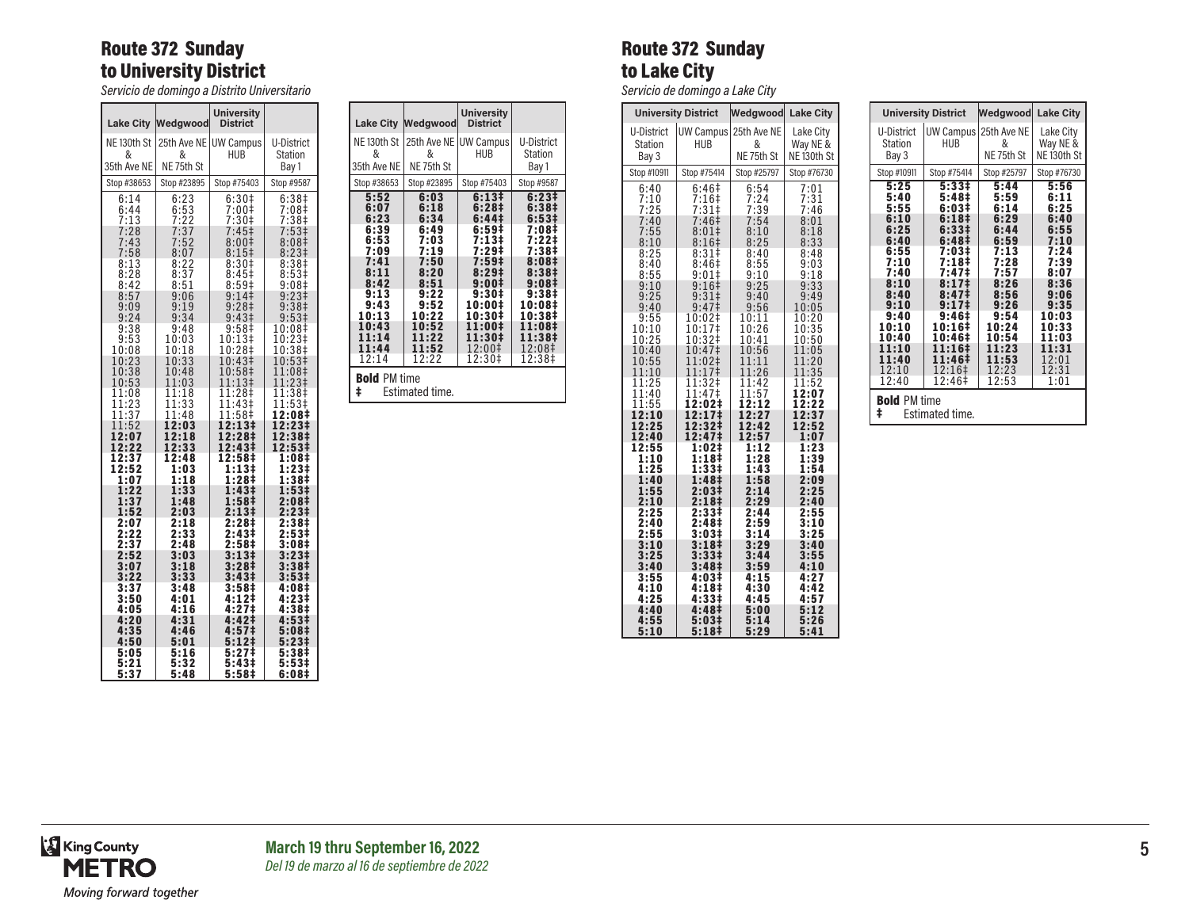## Route 372 Sunday to University District

*Servicio de domingo a Distrito Universitario*

| Lake City | Wedgwood | University District | |
|---|---|---|---|
| NE 130th St & 35th Ave NE | 25th Ave NE & NE 75th St | UW Campus HUB | U-District Station Bay 1 |
| Stop #38653 | Stop #23895 | Stop #75403 | Stop #9587 |
| 6:14 | 6:23 | 6:30‡ | 6:38‡ |
| 6:44 | 6:53 | 7:00‡ | 7:08‡ |
| 7:13 | 7:22 | 7:30‡ | 7:38‡ |
| 7:28 | 7:37 | 7:45‡ | 7:53‡ |
| 7:43 | 7:52 | 8:00‡ | 8:08‡ |
| 7:58 | 8:07 | 8:15‡ | 8:23‡ |
| 8:13 | 8:22 | 8:30‡ | 8:38‡ |
| 8:28 | 8:37 | 8:45‡ | 8:53‡ |
| 8:42 | 8:51 | 8:59‡ | 9:08‡ |
| 8:57 | 9:06 | 9:14‡ | 9:23‡ |
| 9:09 | 9:19 | 9:28‡ | 9:38‡ |
| 9:24 | 9:34 | 9:43‡ | 9:53‡ |
| 9:38 | 9:48 | 9:58‡ | 10:08‡ |
| 9:53 | 10:03 | 10:13‡ | 10:23‡ |
| 10:08 | 10:18 | 10:28‡ | 10:38‡ |
| 10:23 | 10:33 | 10:43‡ | 10:53‡ |
| 10:38 | 10:48 | 10:58‡ | 11:08‡ |
| 10:53 | 11:03 | 11:13‡ | 11:23‡ |
| 11:08 | 11:18 | 11:28‡ | 11:38‡ |
| 11:23 | 11:33 | 11:43‡ | 11:53‡ |
| 11:37 | 11:48 | 11:58‡ | **12:08‡** |
| 11:52 | **12:03** | **12:13‡** | **12:23‡** |
| **12:07** | **12:18** | **12:28‡** | **12:38‡** |
| **12:22** | **12:33** | **12:43‡** | **12:53‡** |
| **12:37** | **12:48** | **12:58‡** | **1:08‡** |
| **12:52** | **1:03** | **1:13‡** | **1:23‡** |
| **1:07** | **1:18** | **1:28‡** | **1:38‡** |
| **1:22** | **1:33** | **1:43‡** | **1:53‡** |
| **1:37** | **1:48** | **1:58‡** | **2:08‡** |
| **1:52** | **2:03** | **2:13‡** | **2:23‡** |
| **2:07** | **2:18** | **2:28‡** | **2:38‡** |
| **2:22** | **2:33** | **2:43‡** | **2:53‡** |
| **2:37** | **2:48** | **2:58‡** | **3:08‡** |
| **2:52** | **3:03** | **3:13‡** | **3:23‡** |
| **3:07** | **3:18** | **3:28‡** | **3:38‡** |
| **3:22** | **3:33** | **3:43‡** | **3:53‡** |
| **3:37** | **3:48** | **3:58‡** | **4:08‡** |
| **3:50** | **4:01** | **4:12‡** | **4:23‡** |
| **4:05** | **4:16** | **4:27‡** | **4:38‡** |
| **4:20** | **4:31** | **4:42‡** | **4:53‡** |
| **4:35** | **4:46** | **4:57‡** | **5:08‡** |
| **4:50** | **5:01** | **5:12‡** | **5:23‡** |
| **5:05** | **5:16** | **5:27‡** | **5:38‡** |
| **5:21** | **5:32** | **5:43‡** | **5:53‡** |
| **5:37** | **5:48** | **5:58‡** | **6:08‡** |
| **5:52** | **6:03** | **6:13‡** | **6:23‡** |
| **6:07** | **6:18** | **6:28‡** | **6:38‡** |
| **6:23** | **6:34** | **6:44‡** | **6:53‡** |
| **6:39** | **6:49** | **6:59‡** | **7:08‡** |
| **6:53** | **7:03** | **7:13‡** | **7:22‡** |
| **7:09** | **7:19** | **7:29‡** | **7:38‡** |
| **7:41** | **7:50** | **7:59‡** | **8:08‡** |
| **8:11** | **8:20** | **8:29‡** | **8:38‡** |
| **8:42** | **8:51** | **9:00‡** | **9:08‡** |
| **9:13** | **9:22** | **9:30‡** | **9:38‡** |
| **9:43** | **9:52** | **10:00‡** | **10:08‡** |
| **10:13** | **10:22** | **10:30‡** | **10:38‡** |
| **10:43** | **10:52** | **11:00‡** | **11:08‡** |
| **11:14** | **11:22** | **11:30‡** | **11:38‡** |
| **11:44** | **11:52** | 12:00‡ | 12:08‡ |
| 12:14 | 12:22 | 12:30‡ | 12:38‡ |

**Bold** PM time
‡ Estimated time.

## Route 372 Sunday to Lake City

*Servicio de domingo a Lake City*

| University District | | Wedgwood | Lake City |
|---|---|---|---|
| U-District Station Bay 3 | UW Campus HUB | 25th Ave NE & NE 75th St | Lake City Way NE & NE 130th St |
| Stop #10911 | Stop #75414 | Stop #25797 | Stop #76730 |
| 6:40 | 6:46‡ | 6:54 | 7:01 |
| 7:10 | 7:16‡ | 7:24 | 7:31 |
| 7:25 | 7:31‡ | 7:39 | 7:46 |
| 7:40 | 7:46‡ | 7:54 | 8:01 |
| 7:55 | 8:01‡ | 8:10 | 8:18 |
| 8:10 | 8:16‡ | 8:25 | 8:33 |
| 8:25 | 8:31‡ | 8:40 | 8:48 |
| 8:40 | 8:46‡ | 8:55 | 9:03 |
| 8:55 | 9:01‡ | 9:10 | 9:18 |
| 9:10 | 9:16‡ | 9:25 | 9:33 |
| 9:25 | 9:31‡ | 9:40 | 9:49 |
| 9:40 | 9:47‡ | 9:56 | 10:05 |
| 9:55 | 10:02‡ | 10:11 | 10:20 |
| 10:10 | 10:17‡ | 10:26 | 10:35 |
| 10:25 | 10:32‡ | 10:41 | 10:50 |
| 10:40 | 10:47‡ | 10:56 | 11:05 |
| 10:55 | 11:02‡ | 11:11 | 11:20 |
| 11:10 | 11:17‡ | 11:26 | 11:35 |
| 11:25 | 11:32‡ | 11:42 | 11:52 |
| 11:40 | 11:47‡ | 11:57 | **12:07** |
| 11:55 | **12:02‡** | **12:12** | **12:22** |
| **12:10** | **12:17‡** | **12:27** | **12:37** |
| **12:25** | **12:32‡** | **12:42** | **12:52** |
| **12:40** | **12:47‡** | **12:57** | **1:07** |
| **12:55** | **1:02‡** | **1:12** | **1:23** |
| **1:10** | **1:18‡** | **1:28** | **1:39** |
| **1:25** | **1:33‡** | **1:43** | **1:54** |
| **1:40** | **1:48‡** | **1:58** | **2:09** |
| **1:55** | **2:03‡** | **2:14** | **2:25** |
| **2:10** | **2:18‡** | **2:29** | **2:40** |
| **2:25** | **2:33‡** | **2:44** | **2:55** |
| **2:40** | **2:48‡** | **2:59** | **3:10** |
| **2:55** | **3:03‡** | **3:14** | **3:25** |
| **3:10** | **3:18‡** | **3:29** | **3:40** |
| **3:25** | **3:33‡** | **3:44** | **3:55** |
| **3:40** | **3:48‡** | **3:59** | **4:10** |
| **3:55** | **4:03‡** | **4:15** | **4:27** |
| **4:10** | **4:18‡** | **4:30** | **4:42** |
| **4:25** | **4:33‡** | **4:45** | **4:57** |
| **4:40** | **4:48‡** | **5:00** | **5:12** |
| **4:55** | **5:03‡** | **5:14** | **5:26** |
| **5:10** | **5:18‡** | **5:29** | **5:41** |
| **5:25** | **5:33‡** | **5:44** | **5:56** |
| **5:40** | **5:48‡** | **5:59** | **6:11** |
| **5:55** | **6:03‡** | **6:14** | **6:25** |
| **6:10** | **6:18‡** | **6:29** | **6:40** |
| **6:25** | **6:33‡** | **6:44** | **6:55** |
| **6:40** | **6:48‡** | **6:59** | **7:10** |
| **6:55** | **7:03‡** | **7:13** | **7:24** |
| **7:10** | **7:18‡** | **7:28** | **7:39** |
| **7:40** | **7:47‡** | **7:57** | **8:07** |
| **8:10** | **8:17‡** | **8:26** | **8:36** |
| **8:40** | **8:47‡** | **8:56** | **9:06** |
| **9:10** | **9:17‡** | **9:26** | **9:35** |
| **9:40** | **9:46‡** | **9:54** | **10:03** |
| **10:10** | **10:16‡** | **10:24** | **10:33** |
| **10:40** | **10:46‡** | **10:54** | **11:03** |
| **11:10** | **11:16‡** | **11:23** | **11:31** |
| **11:40** | **11:46‡** | **11:53** | 12:01 |
| 12:10 | 12:16‡ | 12:23 | 12:31 |
| 12:40 | 12:46‡ | 12:53 | 1:01 |

**Bold** PM time
‡ Estimated time.

King County METRO
*Moving forward together*

**March 19 thru September 16, 2022**
*Del 19 de marzo al 16 de septiembre de 2022*